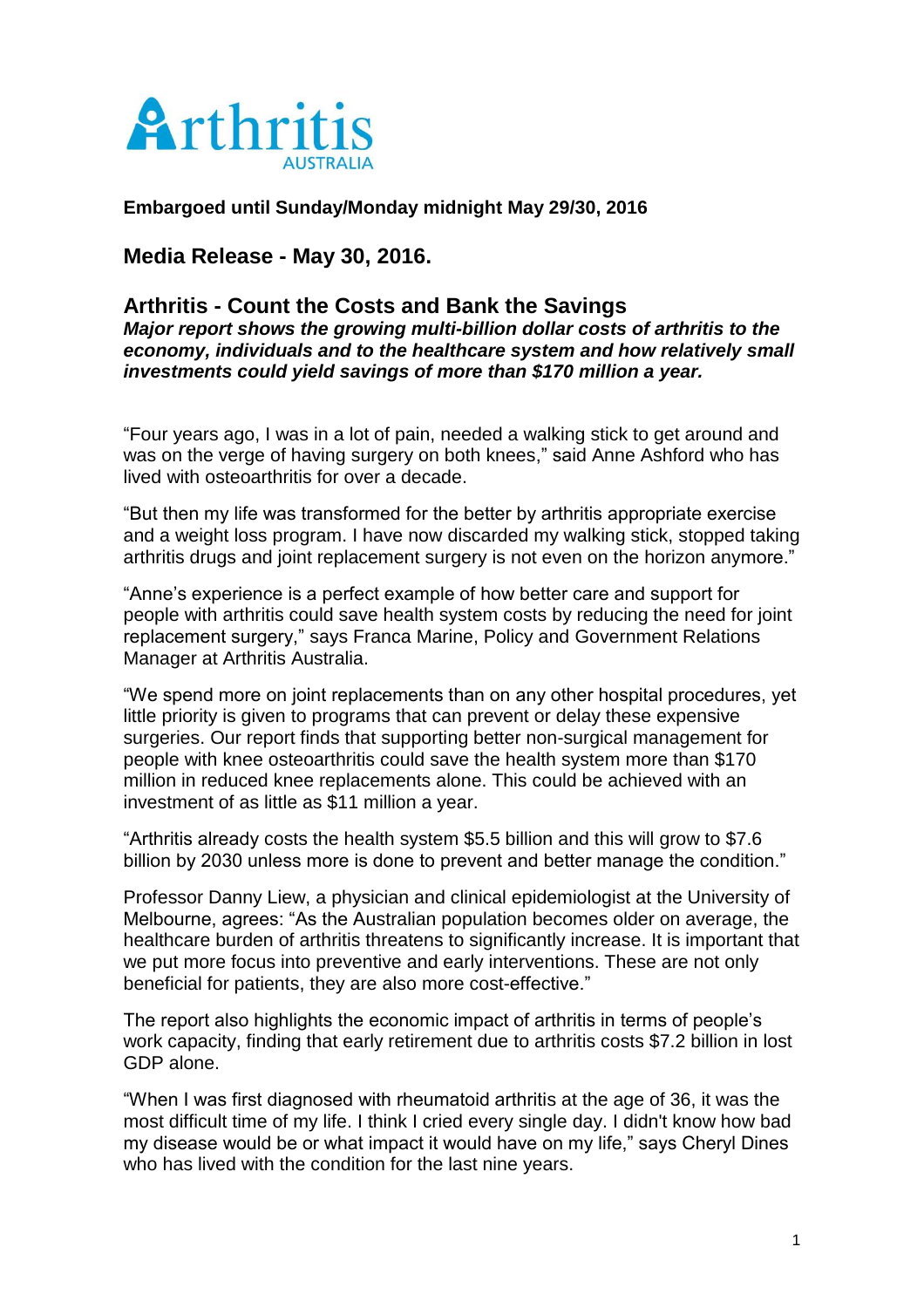Arthritis AUSTRALIA

**Embargoed until Sunday/Monday midnight May 29/30, 2016**

## Media Release - May 30, 2016.

## Arthritis - Count the Costs and Bank the Savings

***Major report shows the growing multi-billion dollar costs of arthritis to the economy, individuals and to the healthcare system and how relatively small investments could yield savings of more than $170 million a year.***

“Four years ago, I was in a lot of pain, needed a walking stick to get around and was on the verge of having surgery on both knees,” said Anne Ashford who has lived with osteoarthritis for over a decade.

“But then my life was transformed for the better by arthritis appropriate exercise and a weight loss program. I have now discarded my walking stick, stopped taking arthritis drugs and joint replacement surgery is not even on the horizon anymore.”

“Anne’s experience is a perfect example of how better care and support for people with arthritis could save health system costs by reducing the need for joint replacement surgery,” says Franca Marine, Policy and Government Relations Manager at Arthritis Australia.

“We spend more on joint replacements than on any other hospital procedures, yet little priority is given to programs that can prevent or delay these expensive surgeries. Our report finds that supporting better non-surgical management for people with knee osteoarthritis could save the health system more than $170 million in reduced knee replacements alone. This could be achieved with an investment of as little as $11 million a year.

“Arthritis already costs the health system $5.5 billion and this will grow to $7.6 billion by 2030 unless more is done to prevent and better manage the condition.”

Professor Danny Liew, a physician and clinical epidemiologist at the University of Melbourne, agrees: “As the Australian population becomes older on average, the healthcare burden of arthritis threatens to significantly increase. It is important that we put more focus into preventive and early interventions. These are not only beneficial for patients, they are also more cost-effective.”

The report also highlights the economic impact of arthritis in terms of people’s work capacity, finding that early retirement due to arthritis costs $7.2 billion in lost GDP alone.

“When I was first diagnosed with rheumatoid arthritis at the age of 36, it was the most difficult time of my life. I think I cried every single day. I didn't know how bad my disease would be or what impact it would have on my life,” says Cheryl Dines who has lived with the condition for the last nine years.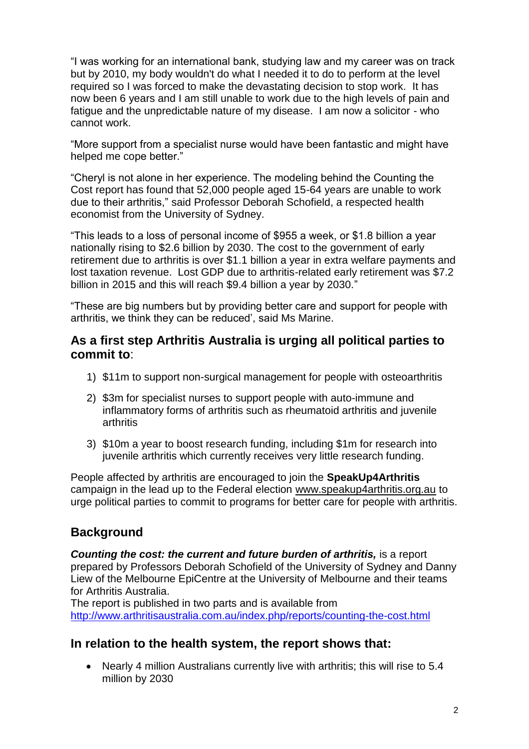"I was working for an international bank, studying law and my career was on track but by 2010, my body wouldn't do what I needed it to do to perform at the level required so I was forced to make the devastating decision to stop work. It has now been 6 years and I am still unable to work due to the high levels of pain and fatigue and the unpredictable nature of my disease. I am now a solicitor - who cannot work.

"More support from a specialist nurse would have been fantastic and might have helped me cope better."

"Cheryl is not alone in her experience. The modeling behind the Counting the Cost report has found that 52,000 people aged 15-64 years are unable to work due to their arthritis," said Professor Deborah Schofield, a respected health economist from the University of Sydney.

"This leads to a loss of personal income of $955 a week, or $1.8 billion a year nationally rising to $2.6 billion by 2030. The cost to the government of early retirement due to arthritis is over $1.1 billion a year in extra welfare payments and lost taxation revenue. Lost GDP due to arthritis-related early retirement was $7.2 billion in 2015 and this will reach $9.4 billion a year by 2030."

"These are big numbers but by providing better care and support for people with arthritis, we think they can be reduced', said Ms Marine.

## As a first step Arthritis Australia is urging all political parties to commit to:

1) $11m to support non-surgical management for people with osteoarthritis
2) $3m for specialist nurses to support people with auto-immune and inflammatory forms of arthritis such as rheumatoid arthritis and juvenile arthritis
3) $10m a year to boost research funding, including $1m for research into juvenile arthritis which currently receives very little research funding.

People affected by arthritis are encouraged to join the **SpeakUp4Arthritis** campaign in the lead up to the Federal election www.speakup4arthritis.org.au to urge political parties to commit to programs for better care for people with arthritis.

## Background

***Counting the cost: the current and future burden of arthritis,*** is a report prepared by Professors Deborah Schofield of the University of Sydney and Danny Liew of the Melbourne EpiCentre at the University of Melbourne and their teams for Arthritis Australia.
The report is published in two parts and is available from http://www.arthritisaustralia.com.au/index.php/reports/counting-the-cost.html

## In relation to the health system, the report shows that:

- Nearly 4 million Australians currently live with arthritis; this will rise to 5.4 million by 2030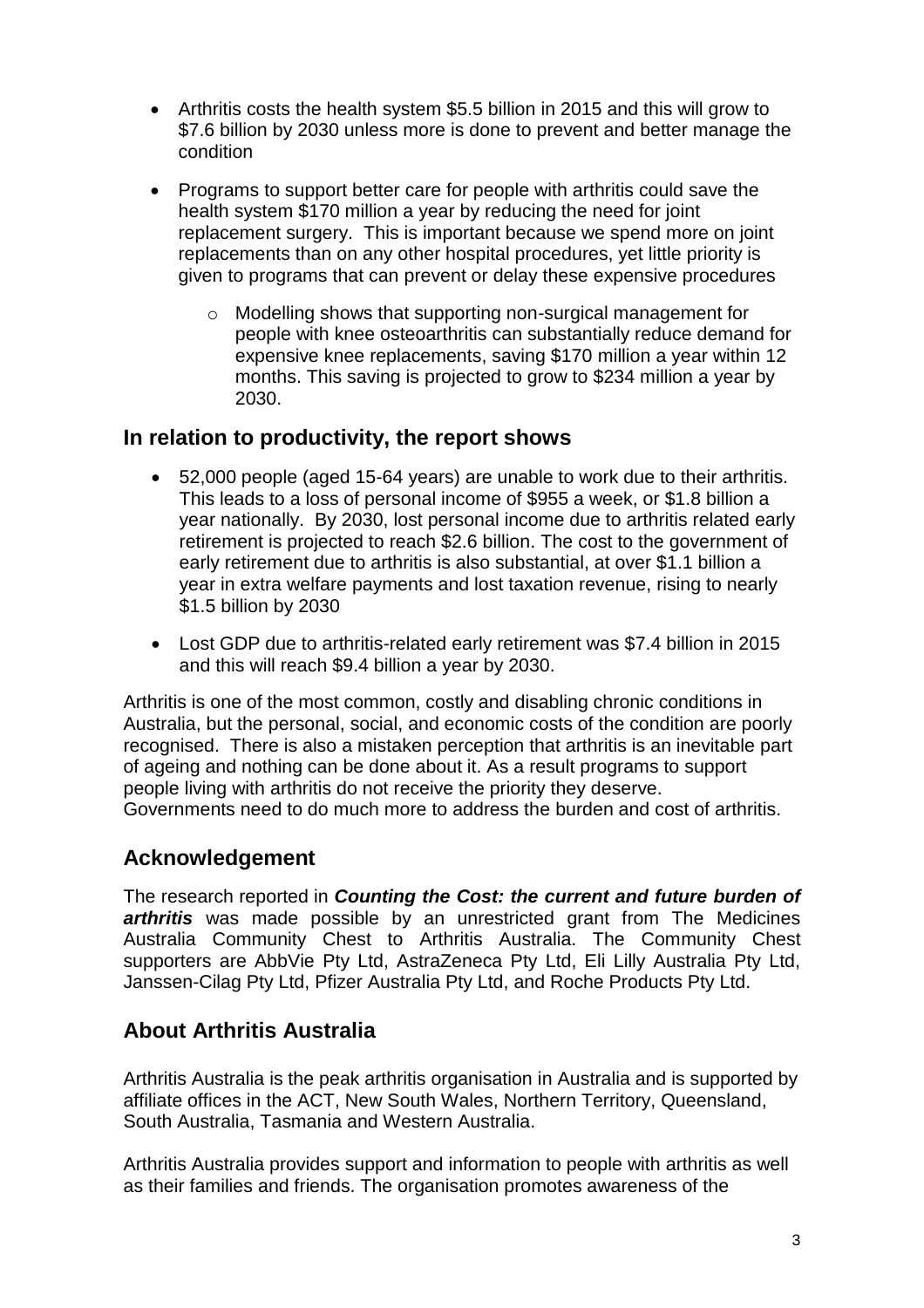- Arthritis costs the health system $5.5 billion in 2015 and this will grow to $7.6 billion by 2030 unless more is done to prevent and better manage the condition
- Programs to support better care for people with arthritis could save the health system $170 million a year by reducing the need for joint replacement surgery. This is important because we spend more on joint replacements than on any other hospital procedures, yet little priority is given to programs that can prevent or delay these expensive procedures
  - Modelling shows that supporting non-surgical management for people with knee osteoarthritis can substantially reduce demand for expensive knee replacements, saving $170 million a year within 12 months. This saving is projected to grow to $234 million a year by 2030.

## In relation to productivity, the report shows

- 52,000 people (aged 15-64 years) are unable to work due to their arthritis. This leads to a loss of personal income of $955 a week, or $1.8 billion a year nationally. By 2030, lost personal income due to arthritis related early retirement is projected to reach $2.6 billion. The cost to the government of early retirement due to arthritis is also substantial, at over $1.1 billion a year in extra welfare payments and lost taxation revenue, rising to nearly $1.5 billion by 2030
- Lost GDP due to arthritis-related early retirement was $7.4 billion in 2015 and this will reach $9.4 billion a year by 2030.

Arthritis is one of the most common, costly and disabling chronic conditions in Australia, but the personal, social, and economic costs of the condition are poorly recognised. There is also a mistaken perception that arthritis is an inevitable part of ageing and nothing can be done about it. As a result programs to support people living with arthritis do not receive the priority they deserve. Governments need to do much more to address the burden and cost of arthritis.

## Acknowledgement

The research reported in ***Counting the Cost: the current and future burden of arthritis*** was made possible by an unrestricted grant from The Medicines Australia Community Chest to Arthritis Australia. The Community Chest supporters are AbbVie Pty Ltd, AstraZeneca Pty Ltd, Eli Lilly Australia Pty Ltd, Janssen-Cilag Pty Ltd, Pfizer Australia Pty Ltd, and Roche Products Pty Ltd.

## About Arthritis Australia

Arthritis Australia is the peak arthritis organisation in Australia and is supported by affiliate offices in the ACT, New South Wales, Northern Territory, Queensland, South Australia, Tasmania and Western Australia.

Arthritis Australia provides support and information to people with arthritis as well as their families and friends. The organisation promotes awareness of the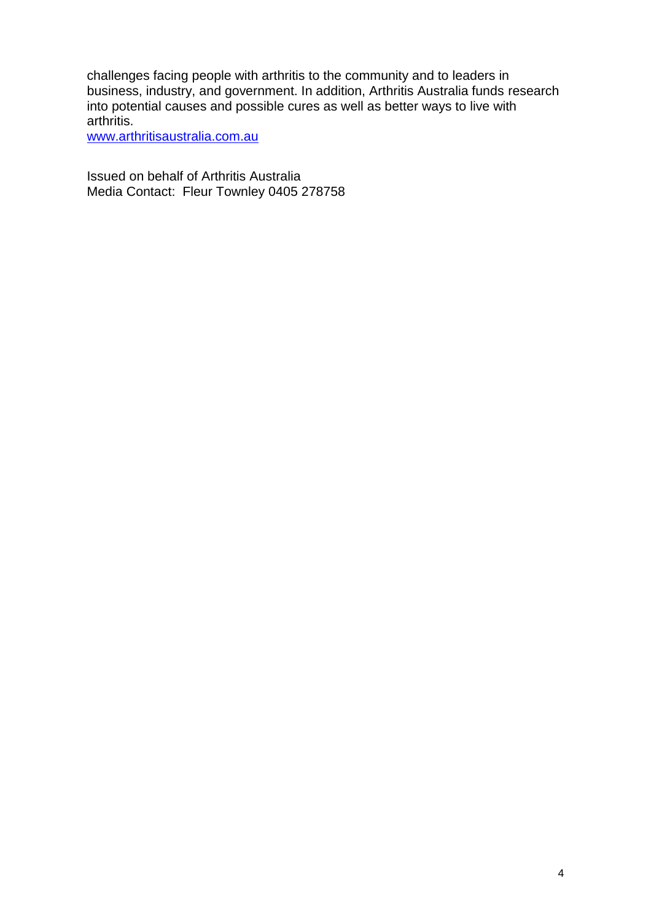challenges facing people with arthritis to the community and to leaders in business, industry, and government. In addition, Arthritis Australia funds research into potential causes and possible cures as well as better ways to live with arthritis.
[www.arthritisaustralia.com.au](http://www.arthritisaustralia.com.au)

Issued on behalf of Arthritis Australia
Media Contact: Fleur Townley 0405 278758